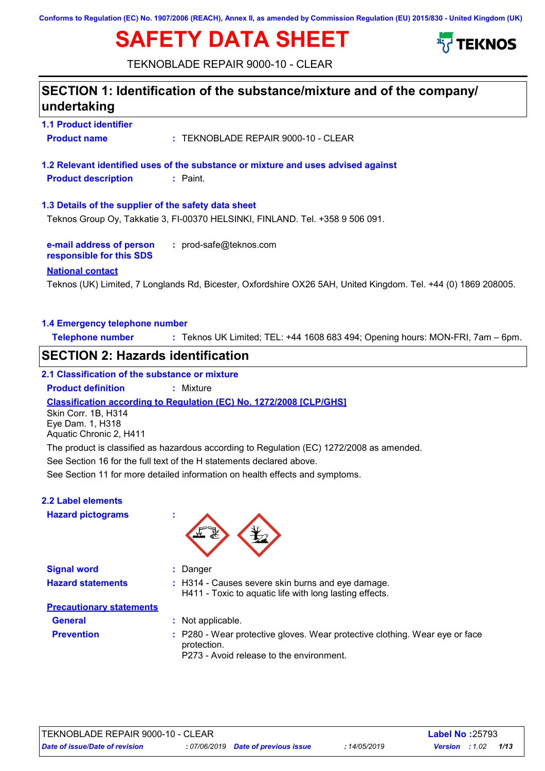Conforms to Regulation (EC) No. 1907/2006 (REACH), Annex II, as amended by Commission Regulation (EU) 2015/830 - United Kingdom (UK)

# SAFETY DATA SHEET

TEKNOBLADE REPAIR 9000-10 - CLEAR

## SECTION 1: Identification of the substance/mixture and of the company/ undertaking

### 1.1 Product identifier

**Product name** : TEKNOBLADE REPAIR 9000-10 - CLEAR

### 1.2 Relevant identified uses of the substance or mixture and uses advised against

**Product description** : Paint.

### 1.3 Details of the supplier of the safety data sheet

Teknos Group Oy, Takkatie 3, FI-00370 HELSINKI, FINLAND. Tel. +358 9 506 091.

**e-mail address of person responsible for this SDS** : prod-safe@teknos.com

**National contact**

Teknos (UK) Limited, 7 Longlands Rd, Bicester, Oxfordshire OX26 5AH, United Kingdom. Tel. +44 (0) 1869 208005.

### 1.4 Emergency telephone number

**Telephone number** : Teknos UK Limited; TEL: +44 1608 683 494; Opening hours: MON-FRI, 7am – 6pm.

## SECTION 2: Hazards identification

### 2.1 Classification of the substance or mixture

**Product definition** : Mixture

**Classification according to Regulation (EC) No. 1272/2008 [CLP/GHS]**

Skin Corr. 1B, H314
Eye Dam. 1, H318
Aquatic Chronic 2, H411

The product is classified as hazardous according to Regulation (EC) 1272/2008 as amended.

See Section 16 for the full text of the H statements declared above.

See Section 11 for more detailed information on health effects and symptoms.

### 2.2 Label elements

**Hazard pictograms** :

**Signal word** : Danger

**Hazard statements** : H314 - Causes severe skin burns and eye damage.
H411 - Toxic to aquatic life with long lasting effects.

**Precautionary statements**

**General** : Not applicable.

**Prevention** : P280 - Wear protective gloves. Wear protective clothing. Wear eye or face protection.
P273 - Avoid release to the environment.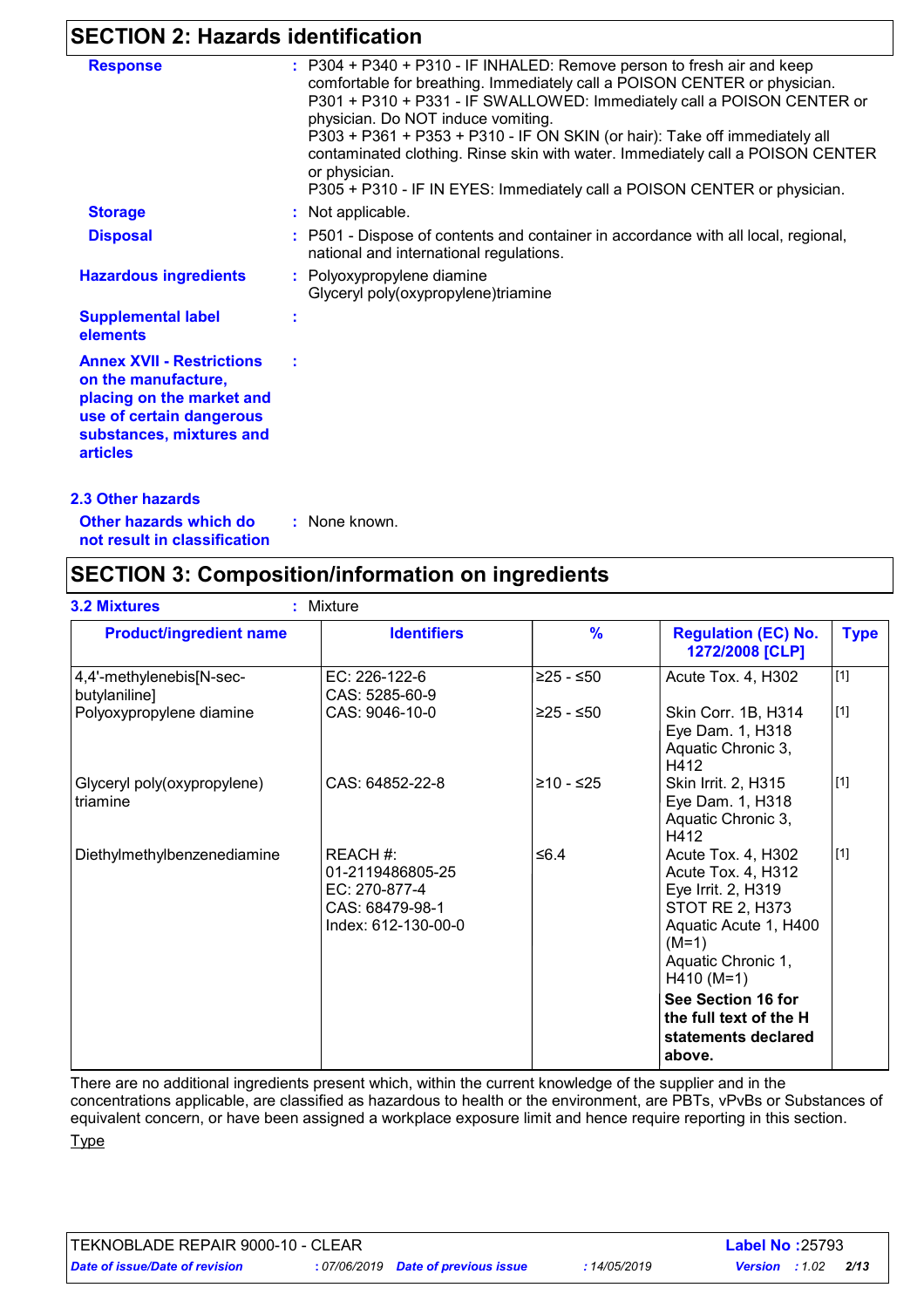## SECTION 2: Hazards identification

**Response** : P304 + P340 + P310 - IF INHALED: Remove person to fresh air and keep comfortable for breathing. Immediately call a POISON CENTER or physician.
P301 + P310 + P331 - IF SWALLOWED: Immediately call a POISON CENTER or physician. Do NOT induce vomiting.
P303 + P361 + P353 + P310 - IF ON SKIN (or hair): Take off immediately all contaminated clothing. Rinse skin with water. Immediately call a POISON CENTER or physician.
P305 + P310 - IF IN EYES: Immediately call a POISON CENTER or physician.

**Storage** : Not applicable.

**Disposal** : P501 - Dispose of contents and container in accordance with all local, regional, national and international regulations.

**Hazardous ingredients** : Polyoxypropylene diamine
Glyceryl poly(oxypropylene)triamine

**Supplemental label elements** :

**Annex XVII - Restrictions on the manufacture, placing on the market and use of certain dangerous substances, mixtures and articles** :

### 2.3 Other hazards

**Other hazards which do not result in classification** : None known.

## SECTION 3: Composition/information on ingredients

**3.2 Mixtures** : Mixture

| Product/ingredient name | Identifiers | % | Regulation (EC) No. 1272/2008 [CLP] | Type |
|---|---|---|---|---|
| 4,4'-methylenebis[N-sec-butylaniline] | EC: 226-122-6<br>CAS: 5285-60-9 | ≥25 - ≤50 | Acute Tox. 4, H302 | [1] |
| Polyoxypropylene diamine | CAS: 9046-10-0 | ≥25 - ≤50 | Skin Corr. 1B, H314<br>Eye Dam. 1, H318<br>Aquatic Chronic 3, H412 | [1] |
| Glyceryl poly(oxypropylene) triamine | CAS: 64852-22-8 | ≥10 - ≤25 | Skin Irrit. 2, H315<br>Eye Dam. 1, H318<br>Aquatic Chronic 3, H412 | [1] |
| Diethylmethylbenzenediamine | REACH #: 01-2119486805-25<br>EC: 270-877-4<br>CAS: 68479-98-1<br>Index: 612-130-00-0 | ≤6.4 | Acute Tox. 4, H302<br>Acute Tox. 4, H312<br>Eye Irrit. 2, H319<br>STOT RE 2, H373<br>Aquatic Acute 1, H400 (M=1)<br>Aquatic Chronic 1, H410 (M=1)<br>**See Section 16 for the full text of the H statements declared above.** | [1] |

There are no additional ingredients present which, within the current knowledge of the supplier and in the concentrations applicable, are classified as hazardous to health or the environment, are PBTs, vPvBs or Substances of equivalent concern, or have been assigned a workplace exposure limit and hence require reporting in this section.

Type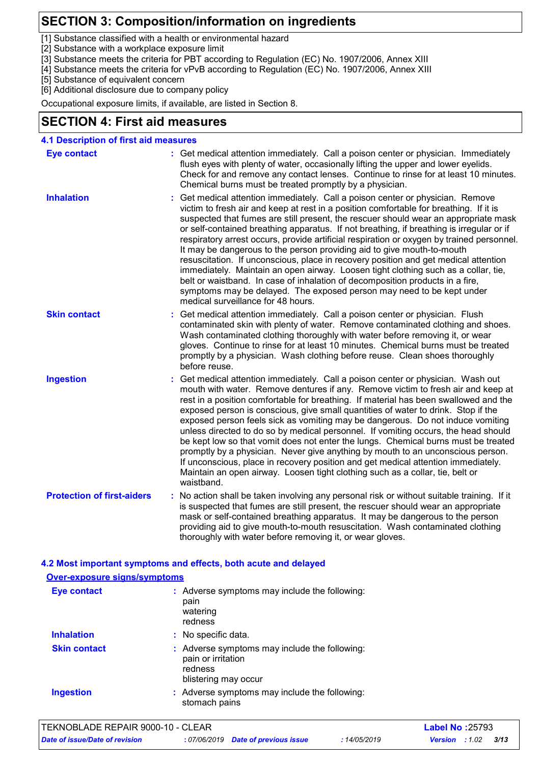## SECTION 3: Composition/information on ingredients

[1] Substance classified with a health or environmental hazard
[2] Substance with a workplace exposure limit
[3] Substance meets the criteria for PBT according to Regulation (EC) No. 1907/2006, Annex XIII
[4] Substance meets the criteria for vPvB according to Regulation (EC) No. 1907/2006, Annex XIII
[5] Substance of equivalent concern
[6] Additional disclosure due to company policy

Occupational exposure limits, if available, are listed in Section 8.

## SECTION 4: First aid measures

### 4.1 Description of first aid measures

**Eye contact** : Get medical attention immediately. Call a poison center or physician. Immediately flush eyes with plenty of water, occasionally lifting the upper and lower eyelids. Check for and remove any contact lenses. Continue to rinse for at least 10 minutes. Chemical burns must be treated promptly by a physician.

**Inhalation** : Get medical attention immediately. Call a poison center or physician. Remove victim to fresh air and keep at rest in a position comfortable for breathing. If it is suspected that fumes are still present, the rescuer should wear an appropriate mask or self-contained breathing apparatus. If not breathing, if breathing is irregular or if respiratory arrest occurs, provide artificial respiration or oxygen by trained personnel. It may be dangerous to the person providing aid to give mouth-to-mouth resuscitation. If unconscious, place in recovery position and get medical attention immediately. Maintain an open airway. Loosen tight clothing such as a collar, tie, belt or waistband. In case of inhalation of decomposition products in a fire, symptoms may be delayed. The exposed person may need to be kept under medical surveillance for 48 hours.

**Skin contact** : Get medical attention immediately. Call a poison center or physician. Flush contaminated skin with plenty of water. Remove contaminated clothing and shoes. Wash contaminated clothing thoroughly with water before removing it, or wear gloves. Continue to rinse for at least 10 minutes. Chemical burns must be treated promptly by a physician. Wash clothing before reuse. Clean shoes thoroughly before reuse.

**Ingestion** : Get medical attention immediately. Call a poison center or physician. Wash out mouth with water. Remove dentures if any. Remove victim to fresh air and keep at rest in a position comfortable for breathing. If material has been swallowed and the exposed person is conscious, give small quantities of water to drink. Stop if the exposed person feels sick as vomiting may be dangerous. Do not induce vomiting unless directed to do so by medical personnel. If vomiting occurs, the head should be kept low so that vomit does not enter the lungs. Chemical burns must be treated promptly by a physician. Never give anything by mouth to an unconscious person. If unconscious, place in recovery position and get medical attention immediately. Maintain an open airway. Loosen tight clothing such as a collar, tie, belt or waistband.

**Protection of first-aiders** : No action shall be taken involving any personal risk or without suitable training. If it is suspected that fumes are still present, the rescuer should wear an appropriate mask or self-contained breathing apparatus. It may be dangerous to the person providing aid to give mouth-to-mouth resuscitation. Wash contaminated clothing thoroughly with water before removing it, or wear gloves.

### 4.2 Most important symptoms and effects, both acute and delayed

**Over-exposure signs/symptoms**

**Eye contact** : Adverse symptoms may include the following:
pain
watering
redness

**Inhalation** : No specific data.

**Skin contact** : Adverse symptoms may include the following:
pain or irritation
redness
blistering may occur

**Ingestion** : Adverse symptoms may include the following:
stomach pains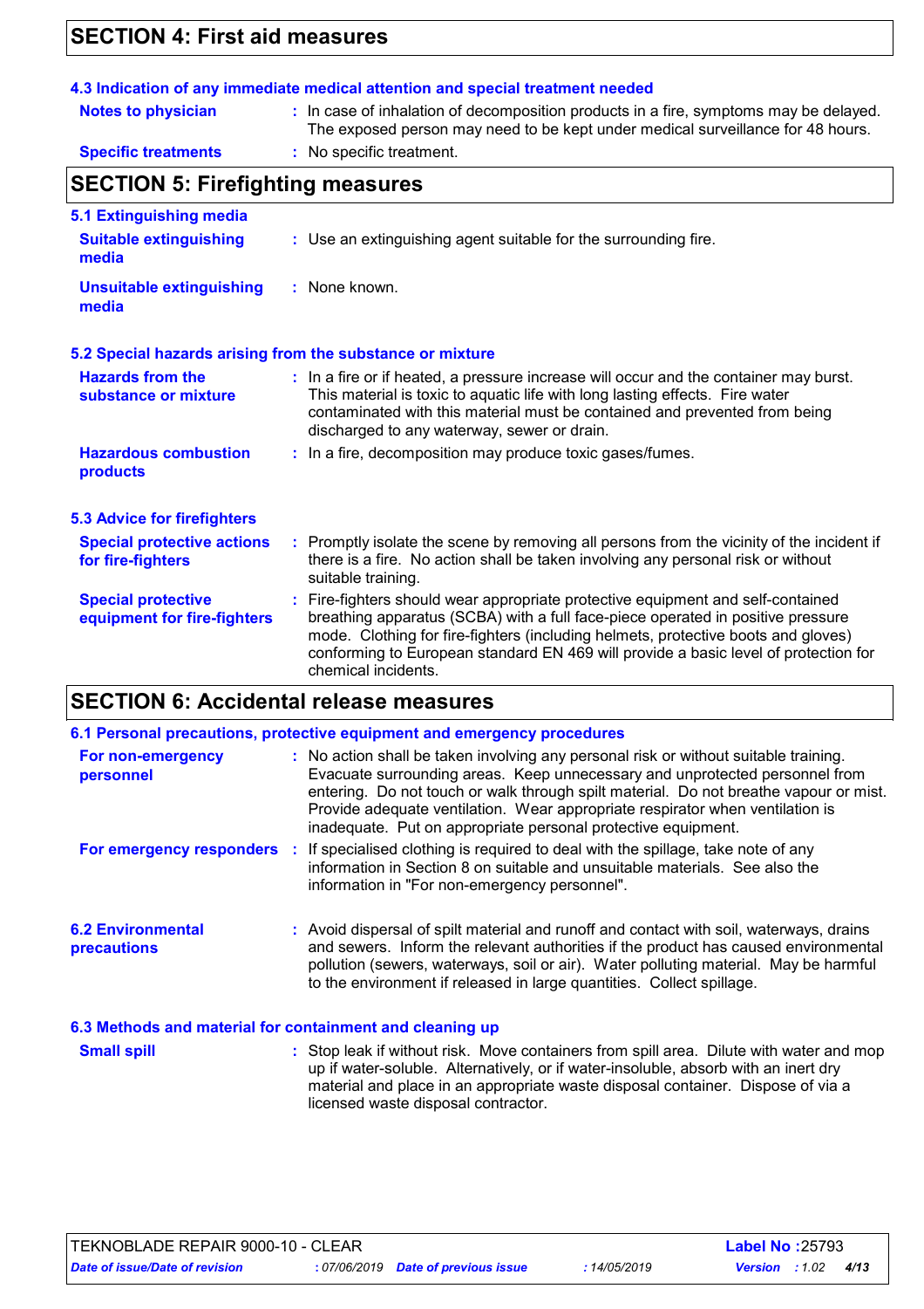## SECTION 4: First aid measures

### 4.3 Indication of any immediate medical attention and special treatment needed

**Notes to physician** : In case of inhalation of decomposition products in a fire, symptoms may be delayed. The exposed person may need to be kept under medical surveillance for 48 hours.

**Specific treatments** : No specific treatment.

## SECTION 5: Firefighting measures

### 5.1 Extinguishing media

**Suitable extinguishing media** : Use an extinguishing agent suitable for the surrounding fire.

**Unsuitable extinguishing media** : None known.

### 5.2 Special hazards arising from the substance or mixture

**Hazards from the substance or mixture** : In a fire or if heated, a pressure increase will occur and the container may burst. This material is toxic to aquatic life with long lasting effects. Fire water contaminated with this material must be contained and prevented from being discharged to any waterway, sewer or drain.

**Hazardous combustion products** : In a fire, decomposition may produce toxic gases/fumes.

### 5.3 Advice for firefighters

**Special protective actions for fire-fighters** : Promptly isolate the scene by removing all persons from the vicinity of the incident if there is a fire. No action shall be taken involving any personal risk or without suitable training.

**Special protective equipment for fire-fighters** : Fire-fighters should wear appropriate protective equipment and self-contained breathing apparatus (SCBA) with a full face-piece operated in positive pressure mode. Clothing for fire-fighters (including helmets, protective boots and gloves) conforming to European standard EN 469 will provide a basic level of protection for chemical incidents.

## SECTION 6: Accidental release measures

### 6.1 Personal precautions, protective equipment and emergency procedures

**For non-emergency personnel** : No action shall be taken involving any personal risk or without suitable training. Evacuate surrounding areas. Keep unnecessary and unprotected personnel from entering. Do not touch or walk through spilt material. Do not breathe vapour or mist. Provide adequate ventilation. Wear appropriate respirator when ventilation is inadequate. Put on appropriate personal protective equipment.

**For emergency responders** : If specialised clothing is required to deal with the spillage, take note of any information in Section 8 on suitable and unsuitable materials. See also the information in "For non-emergency personnel".

### 6.2 Environmental precautions

: Avoid dispersal of spilt material and runoff and contact with soil, waterways, drains and sewers. Inform the relevant authorities if the product has caused environmental pollution (sewers, waterways, soil or air). Water polluting material. May be harmful to the environment if released in large quantities. Collect spillage.

### 6.3 Methods and material for containment and cleaning up

**Small spill** : Stop leak if without risk. Move containers from spill area. Dilute with water and mop up if water-soluble. Alternatively, or if water-insoluble, absorb with an inert dry material and place in an appropriate waste disposal container. Dispose of via a licensed waste disposal contractor.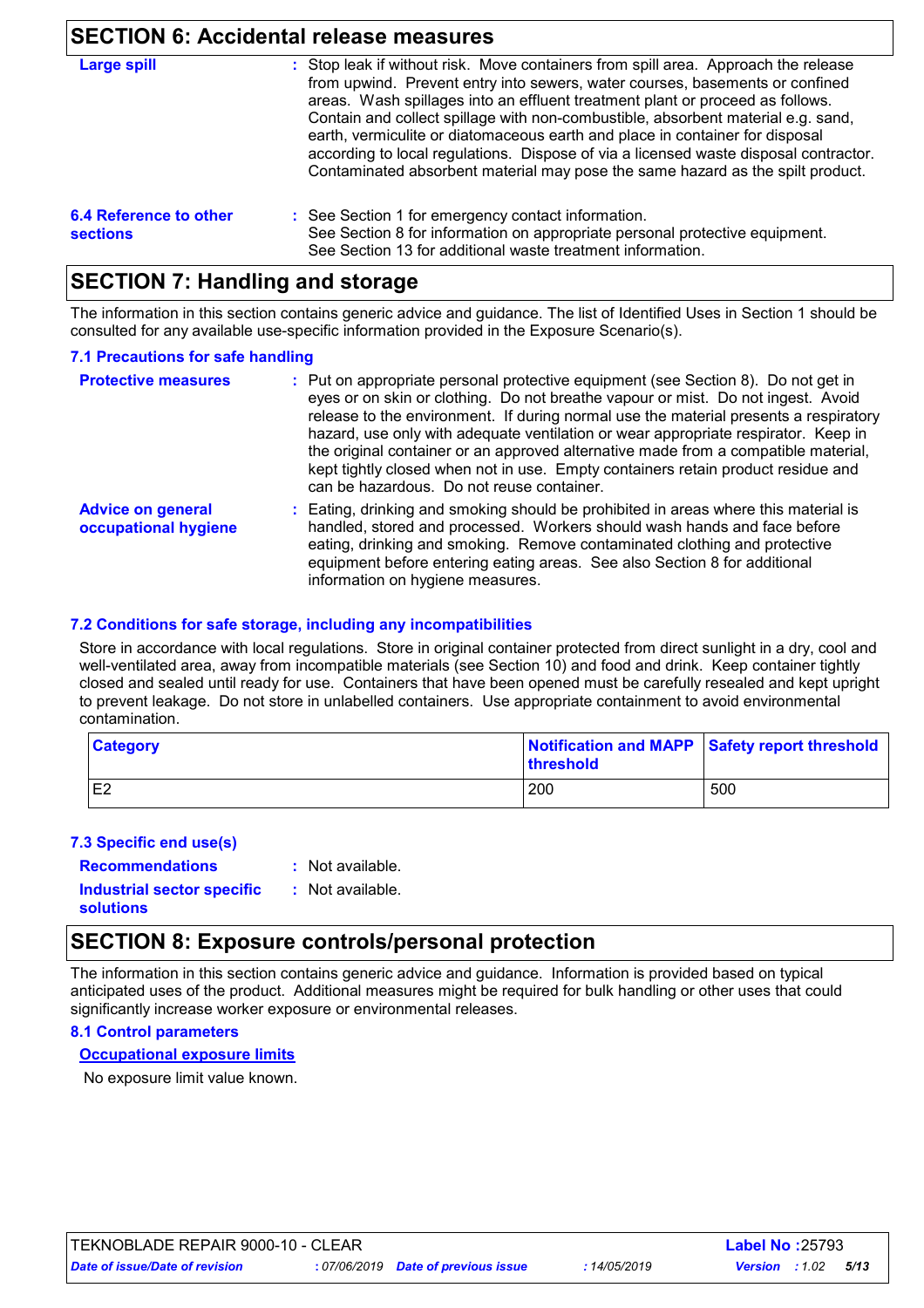## SECTION 6: Accidental release measures

**Large spill** : Stop leak if without risk. Move containers from spill area. Approach the release from upwind. Prevent entry into sewers, water courses, basements or confined areas. Wash spillages into an effluent treatment plant or proceed as follows. Contain and collect spillage with non-combustible, absorbent material e.g. sand, earth, vermiculite or diatomaceous earth and place in container for disposal according to local regulations. Dispose of via a licensed waste disposal contractor. Contaminated absorbent material may pose the same hazard as the spilt product.

**6.4 Reference to other sections** : See Section 1 for emergency contact information.
See Section 8 for information on appropriate personal protective equipment.
See Section 13 for additional waste treatment information.

## SECTION 7: Handling and storage

The information in this section contains generic advice and guidance. The list of Identified Uses in Section 1 should be consulted for any available use-specific information provided in the Exposure Scenario(s).

### 7.1 Precautions for safe handling

**Protective measures** : Put on appropriate personal protective equipment (see Section 8). Do not get in eyes or on skin or clothing. Do not breathe vapour or mist. Do not ingest. Avoid release to the environment. If during normal use the material presents a respiratory hazard, use only with adequate ventilation or wear appropriate respirator. Keep in the original container or an approved alternative made from a compatible material, kept tightly closed when not in use. Empty containers retain product residue and can be hazardous. Do not reuse container.

**Advice on general occupational hygiene** : Eating, drinking and smoking should be prohibited in areas where this material is handled, stored and processed. Workers should wash hands and face before eating, drinking and smoking. Remove contaminated clothing and protective equipment before entering eating areas. See also Section 8 for additional information on hygiene measures.

### 7.2 Conditions for safe storage, including any incompatibilities

Store in accordance with local regulations. Store in original container protected from direct sunlight in a dry, cool and well-ventilated area, away from incompatible materials (see Section 10) and food and drink. Keep container tightly closed and sealed until ready for use. Containers that have been opened must be carefully resealed and kept upright to prevent leakage. Do not store in unlabelled containers. Use appropriate containment to avoid environmental contamination.

| Category | Notification and MAPP threshold | Safety report threshold |
|---|---|---|
| E2 | 200 | 500 |

### 7.3 Specific end use(s)

**Recommendations** : Not available.

**Industrial sector specific solutions** : Not available.

## SECTION 8: Exposure controls/personal protection

The information in this section contains generic advice and guidance. Information is provided based on typical anticipated uses of the product. Additional measures might be required for bulk handling or other uses that could significantly increase worker exposure or environmental releases.

### 8.1 Control parameters

**Occupational exposure limits**

No exposure limit value known.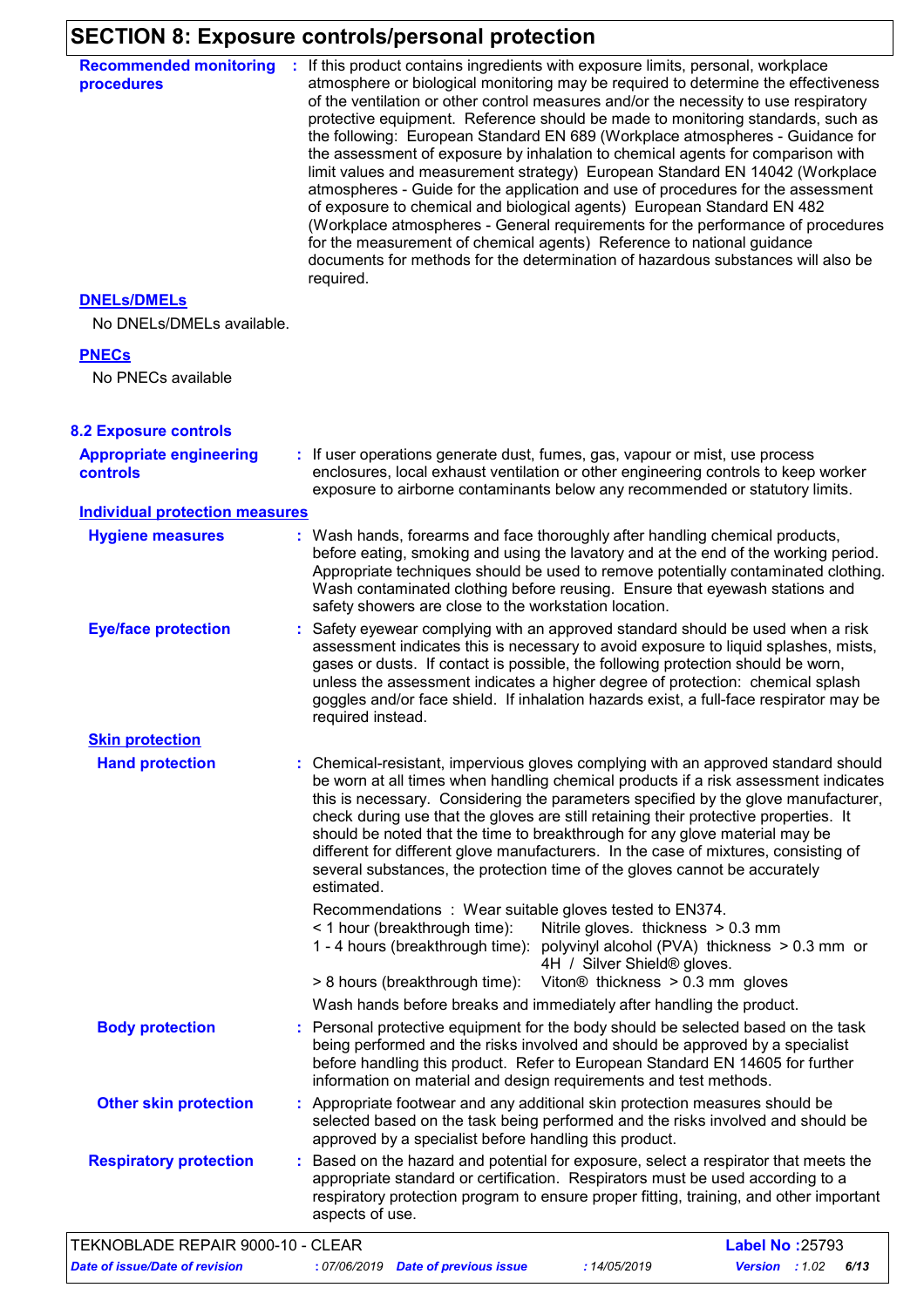## SECTION 8: Exposure controls/personal protection

**Recommended monitoring procedures** : If this product contains ingredients with exposure limits, personal, workplace atmosphere or biological monitoring may be required to determine the effectiveness of the ventilation or other control measures and/or the necessity to use respiratory protective equipment. Reference should be made to monitoring standards, such as the following: European Standard EN 689 (Workplace atmospheres - Guidance for the assessment of exposure by inhalation to chemical agents for comparison with limit values and measurement strategy) European Standard EN 14042 (Workplace atmospheres - Guide for the application and use of procedures for the assessment of exposure to chemical and biological agents) European Standard EN 482 (Workplace atmospheres - General requirements for the performance of procedures for the measurement of chemical agents) Reference to national guidance documents for methods for the determination of hazardous substances will also be required.

**DNELs/DMELs**

No DNELs/DMELs available.

**PNECs**

No PNECs available

### 8.2 Exposure controls

**Appropriate engineering controls** : If user operations generate dust, fumes, gas, vapour or mist, use process enclosures, local exhaust ventilation or other engineering controls to keep worker exposure to airborne contaminants below any recommended or statutory limits.

**Individual protection measures**

**Hygiene measures** : Wash hands, forearms and face thoroughly after handling chemical products, before eating, smoking and using the lavatory and at the end of the working period. Appropriate techniques should be used to remove potentially contaminated clothing. Wash contaminated clothing before reusing. Ensure that eyewash stations and safety showers are close to the workstation location.

**Eye/face protection** : Safety eyewear complying with an approved standard should be used when a risk assessment indicates this is necessary to avoid exposure to liquid splashes, mists, gases or dusts. If contact is possible, the following protection should be worn, unless the assessment indicates a higher degree of protection: chemical splash goggles and/or face shield. If inhalation hazards exist, a full-face respirator may be required instead.

**Skin protection**

**Hand protection** : Chemical-resistant, impervious gloves complying with an approved standard should be worn at all times when handling chemical products if a risk assessment indicates this is necessary. Considering the parameters specified by the glove manufacturer, check during use that the gloves are still retaining their protective properties. It should be noted that the time to breakthrough for any glove material may be different for different glove manufacturers. In the case of mixtures, consisting of several substances, the protection time of the gloves cannot be accurately estimated.

Recommendations : Wear suitable gloves tested to EN374.

< 1 hour (breakthrough time): Nitrile gloves. thickness > 0.3 mm

1 - 4 hours (breakthrough time): polyvinyl alcohol (PVA) thickness > 0.3 mm or 4H / Silver Shield® gloves.

> 8 hours (breakthrough time): Viton® thickness > 0.3 mm gloves

Wash hands before breaks and immediately after handling the product.

**Body protection** : Personal protective equipment for the body should be selected based on the task being performed and the risks involved and should be approved by a specialist before handling this product. Refer to European Standard EN 14605 for further information on material and design requirements and test methods.

**Other skin protection** : Appropriate footwear and any additional skin protection measures should be selected based on the task being performed and the risks involved and should be approved by a specialist before handling this product.

**Respiratory protection** : Based on the hazard and potential for exposure, select a respirator that meets the appropriate standard or certification. Respirators must be used according to a respiratory protection program to ensure proper fitting, training, and other important aspects of use.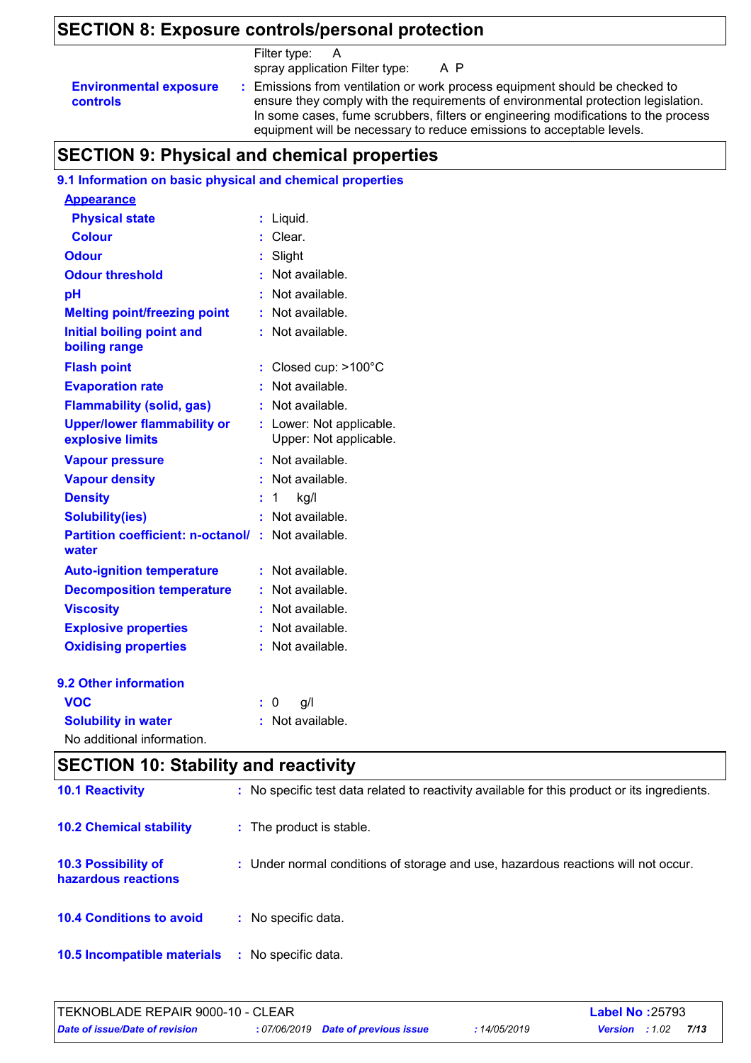## SECTION 8: Exposure controls/personal protection

Filter type: A
spray application Filter type: A P

**Environmental exposure controls** : Emissions from ventilation or work process equipment should be checked to ensure they comply with the requirements of environmental protection legislation. In some cases, fume scrubbers, filters or engineering modifications to the process equipment will be necessary to reduce emissions to acceptable levels.

## SECTION 9: Physical and chemical properties

### 9.1 Information on basic physical and chemical properties

**Appearance**

| | |
|---|---|
| **Physical state** | : Liquid. |
| **Colour** | : Clear. |
| **Odour** | : Slight |
| **Odour threshold** | : Not available. |
| **pH** | : Not available. |
| **Melting point/freezing point** | : Not available. |
| **Initial boiling point and boiling range** | : Not available. |
| **Flash point** | : Closed cup: >100°C |
| **Evaporation rate** | : Not available. |
| **Flammability (solid, gas)** | : Not available. |
| **Upper/lower flammability or explosive limits** | : Lower: Not applicable. Upper: Not applicable. |
| **Vapour pressure** | : Not available. |
| **Vapour density** | : Not available. |
| **Density** | : 1 kg/l |
| **Solubility(ies)** | : Not available. |
| **Partition coefficient: n-octanol/ water** | : Not available. |
| **Auto-ignition temperature** | : Not available. |
| **Decomposition temperature** | : Not available. |
| **Viscosity** | : Not available. |
| **Explosive properties** | : Not available. |
| **Oxidising properties** | : Not available. |

### 9.2 Other information

| | |
|---|---|
| **VOC** | : 0 g/l |
| **Solubility in water** | : Not available. |

No additional information.

## SECTION 10: Stability and reactivity

| | |
|---|---|
| **10.1 Reactivity** | : No specific test data related to reactivity available for this product or its ingredients. |
| **10.2 Chemical stability** | : The product is stable. |
| **10.3 Possibility of hazardous reactions** | : Under normal conditions of storage and use, hazardous reactions will not occur. |
| **10.4 Conditions to avoid** | : No specific data. |
| **10.5 Incompatible materials** | : No specific data. |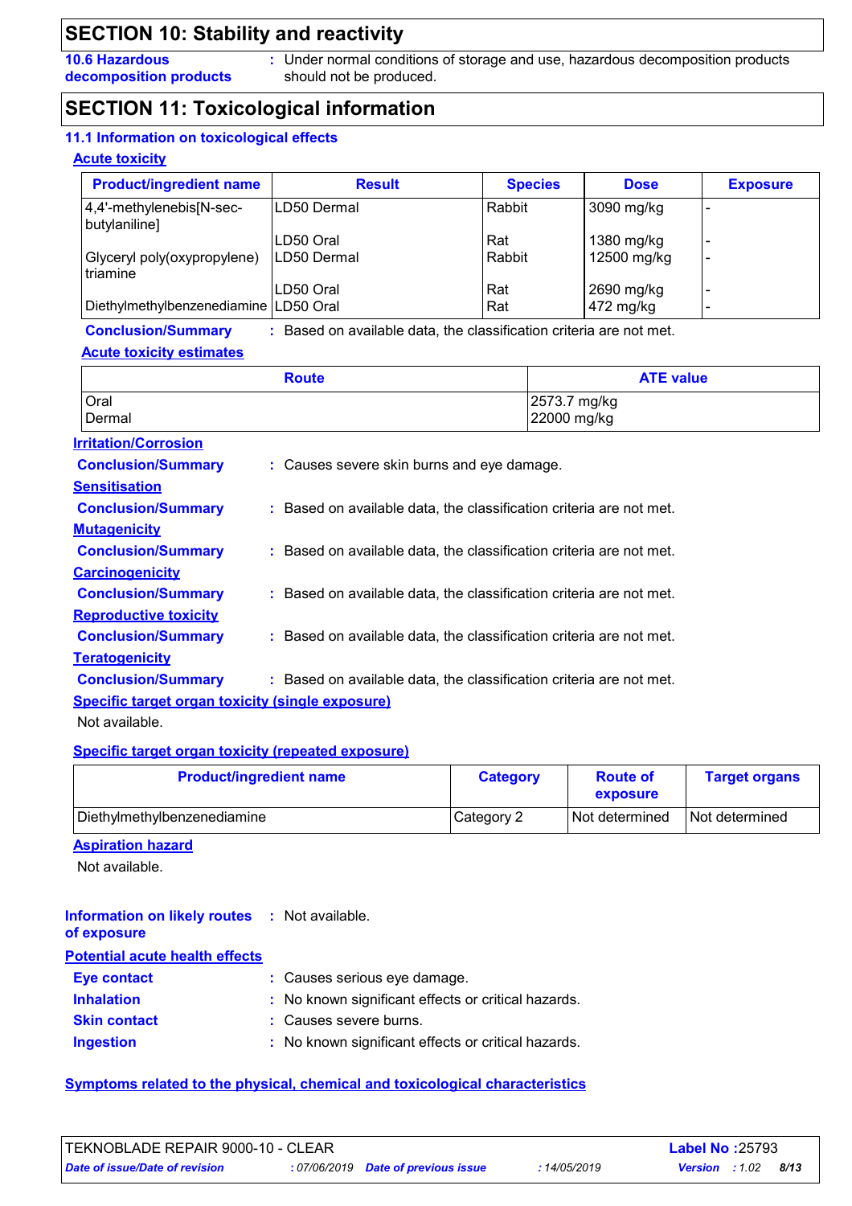## SECTION 10: Stability and reactivity

**10.6 Hazardous decomposition products** : Under normal conditions of storage and use, hazardous decomposition products should not be produced.

## SECTION 11: Toxicological information

### 11.1 Information on toxicological effects

**Acute toxicity**

| Product/ingredient name | Result | Species | Dose | Exposure |
|---|---|---|---|---|
| 4,4'-methylenebis[N-sec-butylaniline] | LD50 Dermal | Rabbit | 3090 mg/kg | - |
| | LD50 Oral | Rat | 1380 mg/kg | - |
| Glyceryl poly(oxypropylene) triamine | LD50 Dermal | Rabbit | 12500 mg/kg | - |
| | LD50 Oral | Rat | 2690 mg/kg | - |
| Diethylmethylbenzenediamine | LD50 Oral | Rat | 472 mg/kg | - |

**Conclusion/Summary** : Based on available data, the classification criteria are not met.

**Acute toxicity estimates**

| Route | ATE value |
|---|---|
| Oral | 2573.7 mg/kg |
| Dermal | 22000 mg/kg |

**Irritation/Corrosion**

**Conclusion/Summary** : Causes severe skin burns and eye damage.

**Sensitisation**

**Conclusion/Summary** : Based on available data, the classification criteria are not met.

**Mutagenicity**

**Conclusion/Summary** : Based on available data, the classification criteria are not met.

**Carcinogenicity**

**Conclusion/Summary** : Based on available data, the classification criteria are not met.

**Reproductive toxicity**

**Conclusion/Summary** : Based on available data, the classification criteria are not met.

**Teratogenicity**

**Conclusion/Summary** : Based on available data, the classification criteria are not met.

**Specific target organ toxicity (single exposure)**

Not available.

**Specific target organ toxicity (repeated exposure)**

| Product/ingredient name | Category | Route of exposure | Target organs |
|---|---|---|---|
| Diethylmethylbenzenediamine | Category 2 | Not determined | Not determined |

**Aspiration hazard**

Not available.

**Information on likely routes of exposure** : Not available.

**Potential acute health effects**

**Eye contact** : Causes serious eye damage.

**Inhalation** : No known significant effects or critical hazards.

**Skin contact** : Causes severe burns.

**Ingestion** : No known significant effects or critical hazards.

**Symptoms related to the physical, chemical and toxicological characteristics**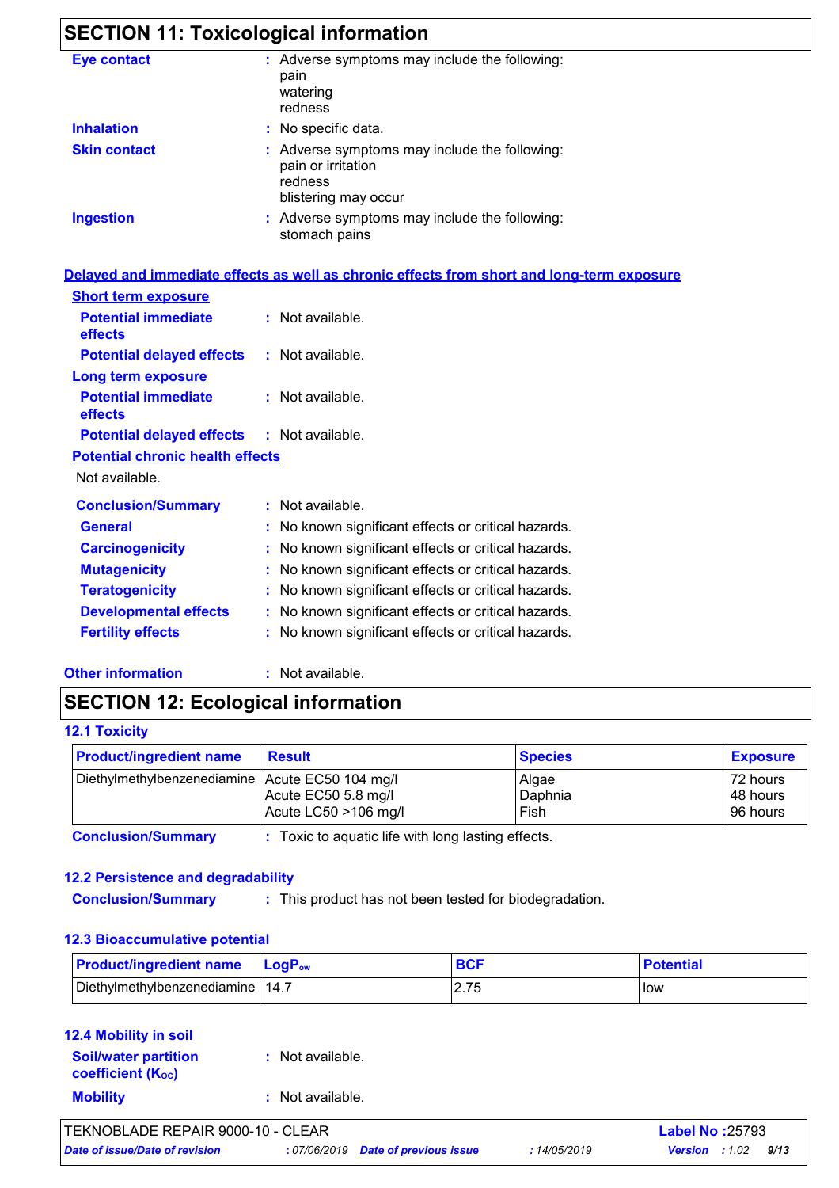## SECTION 11: Toxicological information

**Eye contact** : Adverse symptoms may include the following:
pain
watering
redness

**Inhalation** : No specific data.

**Skin contact** : Adverse symptoms may include the following:
pain or irritation
redness
blistering may occur

**Ingestion** : Adverse symptoms may include the following:
stomach pains

**Delayed and immediate effects as well as chronic effects from short and long-term exposure**

**Short term exposure**

**Potential immediate effects** : Not available.

**Potential delayed effects** : Not available.

**Long term exposure**

**Potential immediate effects** : Not available.

**Potential delayed effects** : Not available.

**Potential chronic health effects**

Not available.

**Conclusion/Summary** : Not available.

**General** : No known significant effects or critical hazards.

**Carcinogenicity** : No known significant effects or critical hazards.

**Mutagenicity** : No known significant effects or critical hazards.

**Teratogenicity** : No known significant effects or critical hazards.

**Developmental effects** : No known significant effects or critical hazards.

**Fertility effects** : No known significant effects or critical hazards.

**Other information** : Not available.

## SECTION 12: Ecological information

### 12.1 Toxicity

| Product/ingredient name | Result | Species | Exposure |
|---|---|---|---|
| Diethylmethylbenzenediamine | Acute EC50 104 mg/l<br>Acute EC50 5.8 mg/l<br>Acute LC50 >106 mg/l | Algae<br>Daphnia<br>Fish | 72 hours<br>48 hours<br>96 hours |

**Conclusion/Summary** : Toxic to aquatic life with long lasting effects.

### 12.2 Persistence and degradability

**Conclusion/Summary** : This product has not been tested for biodegradation.

### 12.3 Bioaccumulative potential

| Product/ingredient name | $LogP_{ow}$ | BCF | Potential |
|---|---|---|---|
| Diethylmethylbenzenediamine | 14.7 | 2.75 | low |

### 12.4 Mobility in soil

**Soil/water partition coefficient ($K_{OC}$)** : Not available.

**Mobility** : Not available.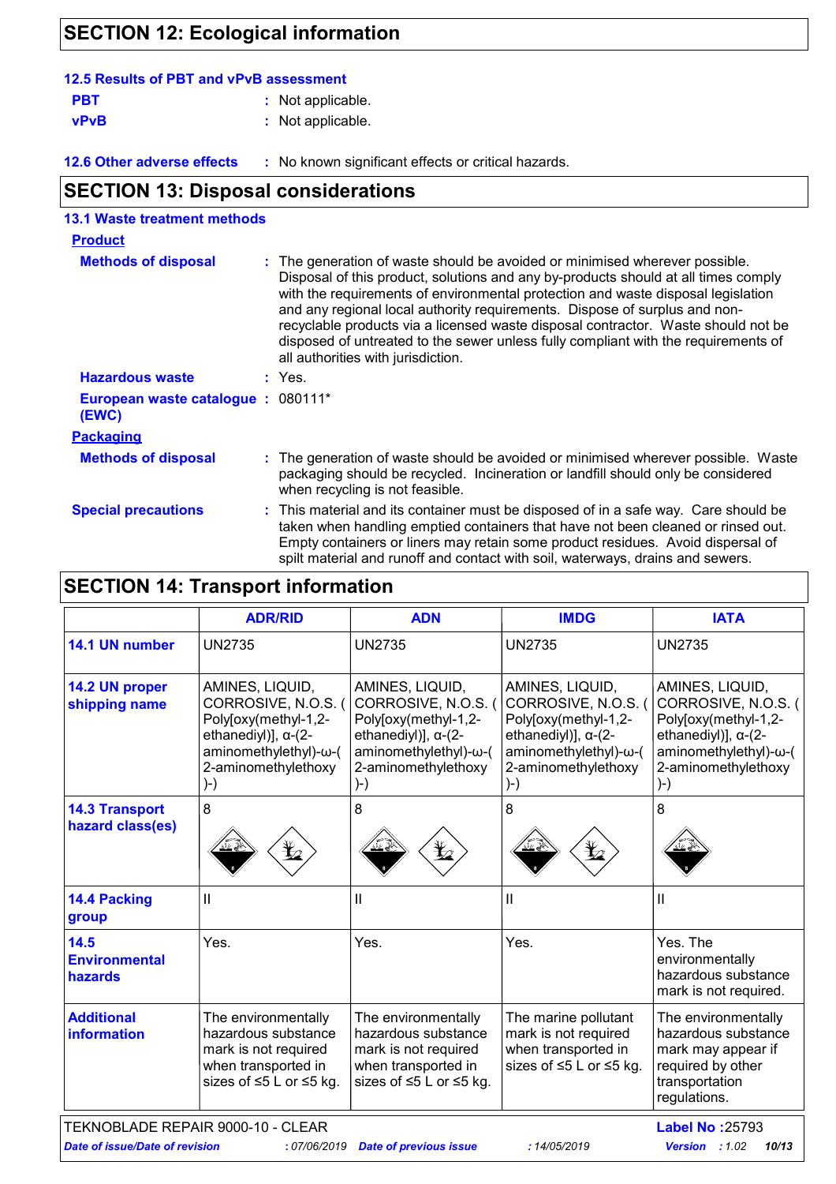## SECTION 12: Ecological information

### 12.5 Results of PBT and vPvB assessment

**PBT** : Not applicable.

**vPvB** : Not applicable.

**12.6 Other adverse effects** : No known significant effects or critical hazards.

## SECTION 13: Disposal considerations

### 13.1 Waste treatment methods

**Product**

**Methods of disposal** : The generation of waste should be avoided or minimised wherever possible. Disposal of this product, solutions and any by-products should at all times comply with the requirements of environmental protection and waste disposal legislation and any regional local authority requirements. Dispose of surplus and non-recyclable products via a licensed waste disposal contractor. Waste should not be disposed of untreated to the sewer unless fully compliant with the requirements of all authorities with jurisdiction.

**Hazardous waste** : Yes.

**European waste catalogue (EWC)** : 080111*

**Packaging**

**Methods of disposal** : The generation of waste should be avoided or minimised wherever possible. Waste packaging should be recycled. Incineration or landfill should only be considered when recycling is not feasible.

**Special precautions** : This material and its container must be disposed of in a safe way. Care should be taken when handling emptied containers that have not been cleaned or rinsed out. Empty containers or liners may retain some product residues. Avoid dispersal of spilt material and runoff and contact with soil, waterways, drains and sewers.

## SECTION 14: Transport information

| | ADR/RID | ADN | IMDG | IATA |
|---|---|---|---|---|
| **14.1 UN number** | UN2735 | UN2735 | UN2735 | UN2735 |
| **14.2 UN proper shipping name** | AMINES, LIQUID, CORROSIVE, N.O.S. ( Poly[oxy(methyl-1,2-ethanediyl)], α-(2-aminomethylethyl)-ω-( 2-aminomethylethoxy )-) | AMINES, LIQUID, CORROSIVE, N.O.S. ( Poly[oxy(methyl-1,2-ethanediyl)], α-(2-aminomethylethyl)-ω-( 2-aminomethylethoxy )-) | AMINES, LIQUID, CORROSIVE, N.O.S. ( Poly[oxy(methyl-1,2-ethanediyl)], α-(2-aminomethylethyl)-ω-( 2-aminomethylethoxy )-) | AMINES, LIQUID, CORROSIVE, N.O.S. ( Poly[oxy(methyl-1,2-ethanediyl)], α-(2-aminomethylethyl)-ω-( 2-aminomethylethoxy )-) |
| **14.3 Transport hazard class(es)** | 8 | 8 | 8 | 8 |
| **14.4 Packing group** | II | II | II | II |
| **14.5 Environmental hazards** | Yes. | Yes. | Yes. | Yes. The environmentally hazardous substance mark is not required. |
| **Additional information** | The environmentally hazardous substance mark is not required when transported in sizes of ≤5 L or ≤5 kg. | The environmentally hazardous substance mark is not required when transported in sizes of ≤5 L or ≤5 kg. | The marine pollutant mark is not required when transported in sizes of ≤5 L or ≤5 kg. | The environmentally hazardous substance mark may appear if required by other transportation regulations. |

TEKNOBLADE REPAIR 9000-10 - CLEAR — Label No : 25793

*Date of issue/Date of revision* : 07/06/2019 — *Date of previous issue* : 14/05/2019 — *Version* : 1.02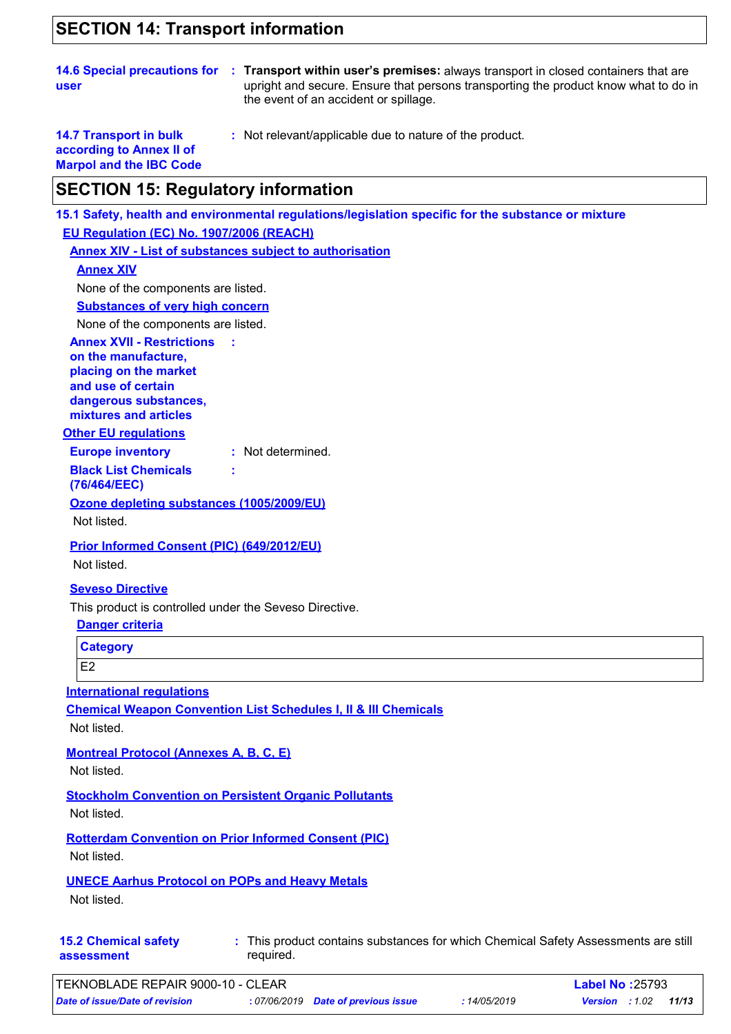## SECTION 14: Transport information

**14.6 Special precautions for user** : **Transport within user's premises:** always transport in closed containers that are upright and secure. Ensure that persons transporting the product know what to do in the event of an accident or spillage.

**14.7 Transport in bulk according to Annex II of Marpol and the IBC Code** : Not relevant/applicable due to nature of the product.

## SECTION 15: Regulatory information

### 15.1 Safety, health and environmental regulations/legislation specific for the substance or mixture

**EU Regulation (EC) No. 1907/2006 (REACH)**

**Annex XIV - List of substances subject to authorisation**

**Annex XIV**

None of the components are listed.

**Substances of very high concern**

None of the components are listed.

**Annex XVII - Restrictions on the manufacture, placing on the market and use of certain dangerous substances, mixtures and articles** :

**Other EU regulations**

**Europe inventory** : Not determined.

**Black List Chemicals (76/464/EEC)** :

**Ozone depleting substances (1005/2009/EU)**

Not listed.

**Prior Informed Consent (PIC) (649/2012/EU)**

Not listed.

**Seveso Directive**

This product is controlled under the Seveso Directive.

**Danger criteria**

| Category |
| --- |
| E2 |

**International regulations**

**Chemical Weapon Convention List Schedules I, II & III Chemicals**

Not listed.

**Montreal Protocol (Annexes A, B, C, E)**

Not listed.

**Stockholm Convention on Persistent Organic Pollutants**

Not listed.

**Rotterdam Convention on Prior Informed Consent (PIC)**

Not listed.

**UNECE Aarhus Protocol on POPs and Heavy Metals**

Not listed.

**15.2 Chemical safety assessment** : This product contains substances for which Chemical Safety Assessments are still required.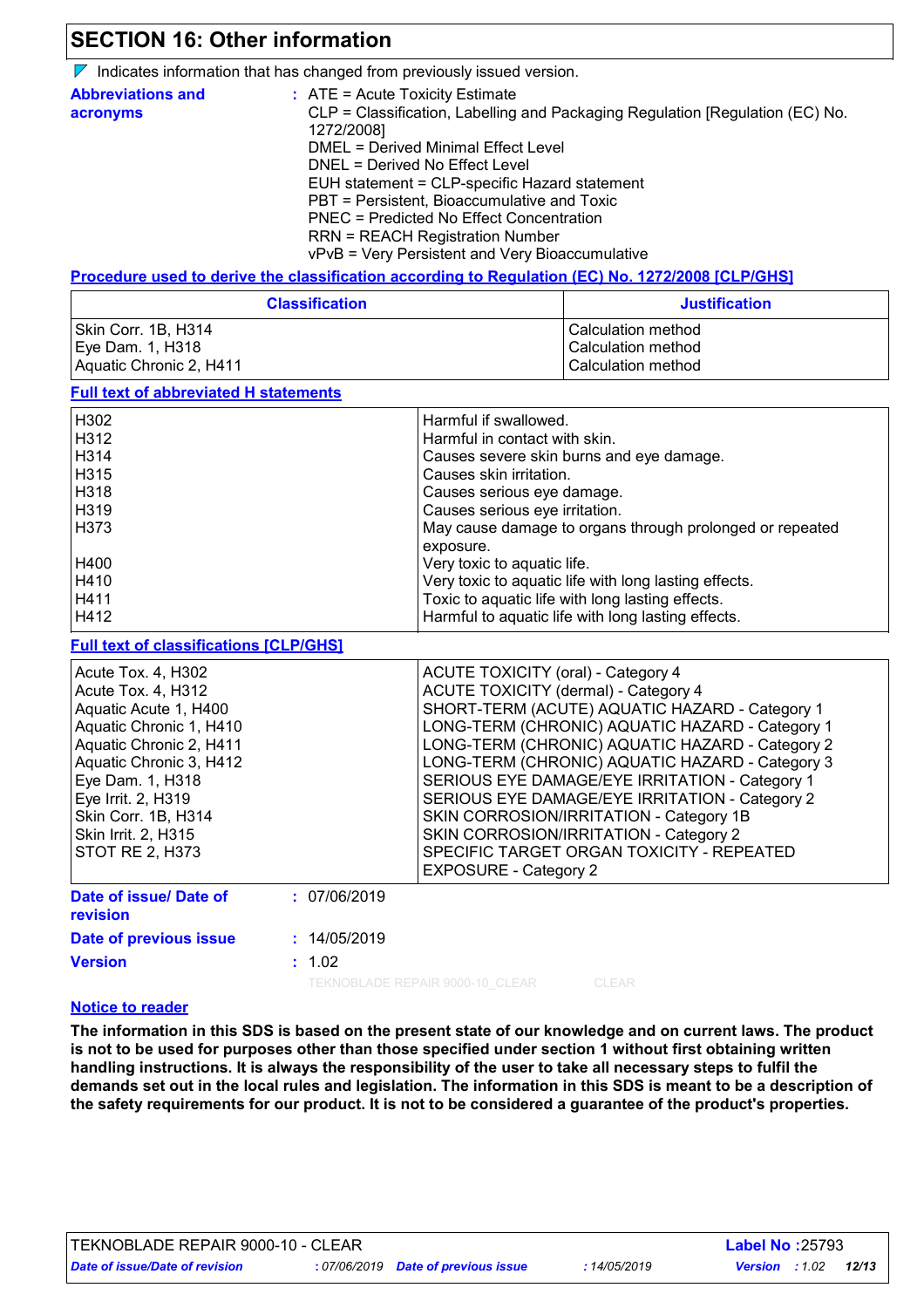## SECTION 16: Other information

Indicates information that has changed from previously issued version.

**Abbreviations and acronyms** : ATE = Acute Toxicity Estimate
CLP = Classification, Labelling and Packaging Regulation [Regulation (EC) No. 1272/2008]
DMEL = Derived Minimal Effect Level
DNEL = Derived No Effect Level
EUH statement = CLP-specific Hazard statement
PBT = Persistent, Bioaccumulative and Toxic
PNEC = Predicted No Effect Concentration
RRN = REACH Registration Number
vPvB = Very Persistent and Very Bioaccumulative

**Procedure used to derive the classification according to Regulation (EC) No. 1272/2008 [CLP/GHS]**

| Classification | Justification |
|---|---|
| Skin Corr. 1B, H314 | Calculation method |
| Eye Dam. 1, H318 | Calculation method |
| Aquatic Chronic 2, H411 | Calculation method |

**Full text of abbreviated H statements**

| | |
|---|---|
| H302 | Harmful if swallowed. |
| H312 | Harmful in contact with skin. |
| H314 | Causes severe skin burns and eye damage. |
| H315 | Causes skin irritation. |
| H318 | Causes serious eye damage. |
| H319 | Causes serious eye irritation. |
| H373 | May cause damage to organs through prolonged or repeated exposure. |
| H400 | Very toxic to aquatic life. |
| H410 | Very toxic to aquatic life with long lasting effects. |
| H411 | Toxic to aquatic life with long lasting effects. |
| H412 | Harmful to aquatic life with long lasting effects. |

**Full text of classifications [CLP/GHS]**

| | |
|---|---|
| Acute Tox. 4, H302 | ACUTE TOXICITY (oral) - Category 4 |
| Acute Tox. 4, H312 | ACUTE TOXICITY (dermal) - Category 4 |
| Aquatic Acute 1, H400 | SHORT-TERM (ACUTE) AQUATIC HAZARD - Category 1 |
| Aquatic Chronic 1, H410 | LONG-TERM (CHRONIC) AQUATIC HAZARD - Category 1 |
| Aquatic Chronic 2, H411 | LONG-TERM (CHRONIC) AQUATIC HAZARD - Category 2 |
| Aquatic Chronic 3, H412 | LONG-TERM (CHRONIC) AQUATIC HAZARD - Category 3 |
| Eye Dam. 1, H318 | SERIOUS EYE DAMAGE/EYE IRRITATION - Category 1 |
| Eye Irrit. 2, H319 | SERIOUS EYE DAMAGE/EYE IRRITATION - Category 2 |
| Skin Corr. 1B, H314 | SKIN CORROSION/IRRITATION - Category 1B |
| Skin Irrit. 2, H315 | SKIN CORROSION/IRRITATION - Category 2 |
| STOT RE 2, H373 | SPECIFIC TARGET ORGAN TOXICITY - REPEATED EXPOSURE - Category 2 |

**Date of issue/ Date of revision** : 07/06/2019

**Date of previous issue** : 14/05/2019

**Version** : 1.02

TEKNOBLADE REPAIR 9000-10_CLEAR CLEAR

**Notice to reader**

**The information in this SDS is based on the present state of our knowledge and on current laws. The product is not to be used for purposes other than those specified under section 1 without first obtaining written handling instructions. It is always the responsibility of the user to take all necessary steps to fulfil the demands set out in the local rules and legislation. The information in this SDS is meant to be a description of the safety requirements for our product. It is not to be considered a guarantee of the product's properties.**